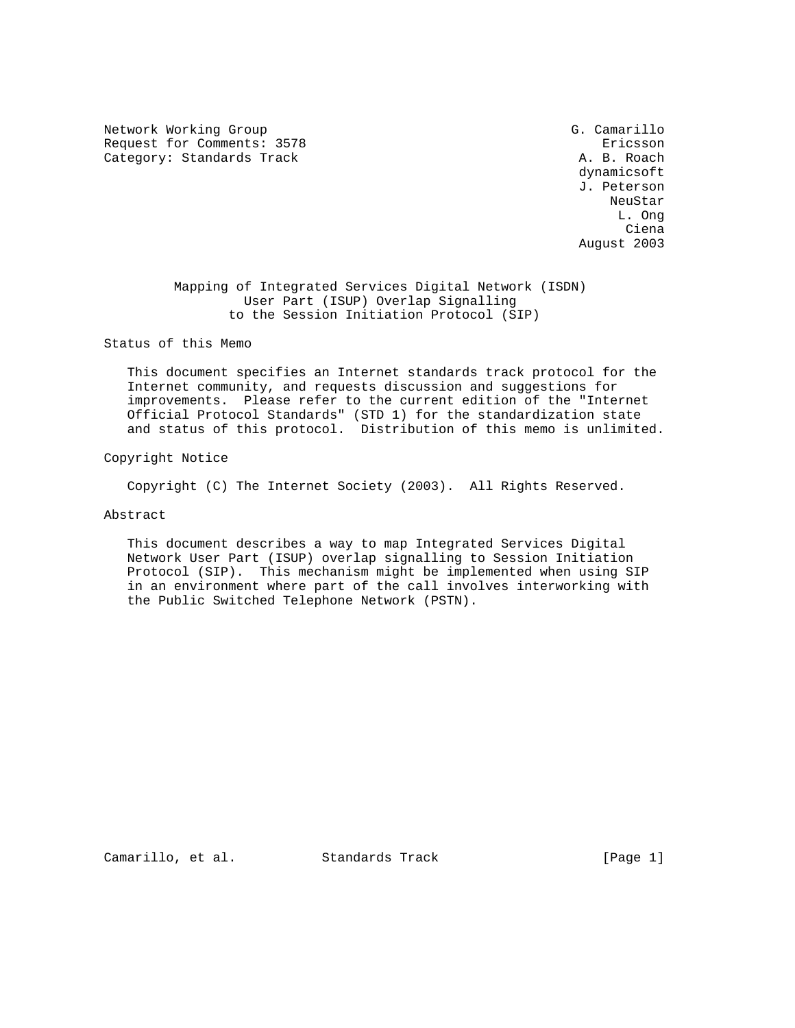Network Working Group  
Request for Comments: 3578  
Category: Standards Track

G. Camarillo  
Ericsson  
A. B. Roach  
dynamicsoft  
J. Peterson  
NeuStar  
L. Ong  
Ciena  
August 2003

# Mapping of Integrated Services Digital Network (ISDN) User Part (ISUP) Overlap Signalling to the Session Initiation Protocol (SIP)

## Status of this Memo

This document specifies an Internet standards track protocol for the Internet community, and requests discussion and suggestions for improvements. Please refer to the current edition of the "Internet Official Protocol Standards" (STD 1) for the standardization state and status of this protocol. Distribution of this memo is unlimited.

## Copyright Notice

Copyright (C) The Internet Society (2003). All Rights Reserved.

## Abstract

This document describes a way to map Integrated Services Digital Network User Part (ISUP) overlap signalling to Session Initiation Protocol (SIP). This mechanism might be implemented when using SIP in an environment where part of the call involves interworking with the Public Switched Telephone Network (PSTN).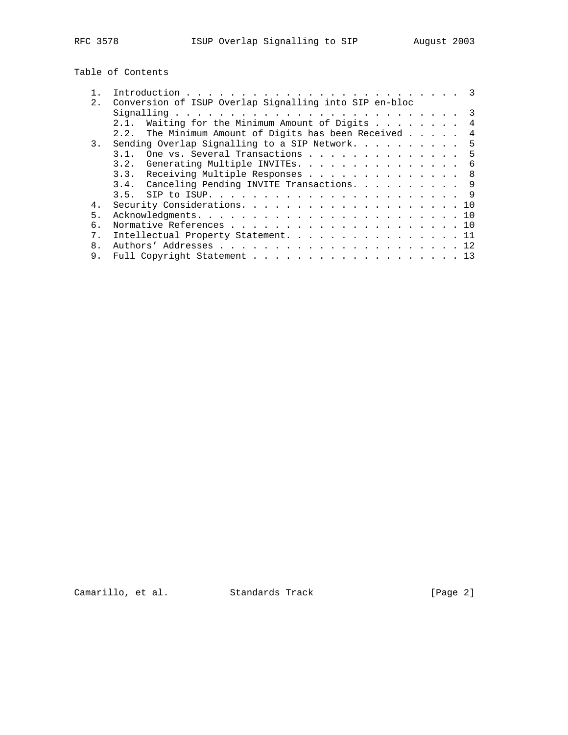## Table of Contents

1. Introduction . . . . . . . . . . . . . . . . . . . . . . . . . 3
2. Conversion of ISUP Overlap Signalling into SIP en-bloc Signalling . . . . . . . . . . . . . . . . . . . . . . . . . . 3
   - 2.1. Waiting for the Minimum Amount of Digits . . . . . . . . 4
   - 2.2. The Minimum Amount of Digits has been Received . . . . . 4
3. Sending Overlap Signalling to a SIP Network. . . . . . . . . . 5
   - 3.1. One vs. Several Transactions . . . . . . . . . . . . . . 5
   - 3.2. Generating Multiple INVITEs. . . . . . . . . . . . . . . 6
   - 3.3. Receiving Multiple Responses . . . . . . . . . . . . . . 8
   - 3.4. Canceling Pending INVITE Transactions. . . . . . . . . . 9
   - 3.5. SIP to ISUP. . . . . . . . . . . . . . . . . . . . . . . 9
4. Security Considerations. . . . . . . . . . . . . . . . . . . . 10
5. Acknowledgments. . . . . . . . . . . . . . . . . . . . . . . . 10
6. Normative References . . . . . . . . . . . . . . . . . . . . . 10
7. Intellectual Property Statement. . . . . . . . . . . . . . . . 11
8. Authors' Addresses . . . . . . . . . . . . . . . . . . . . . . 12
9. Full Copyright Statement . . . . . . . . . . . . . . . . . . . 13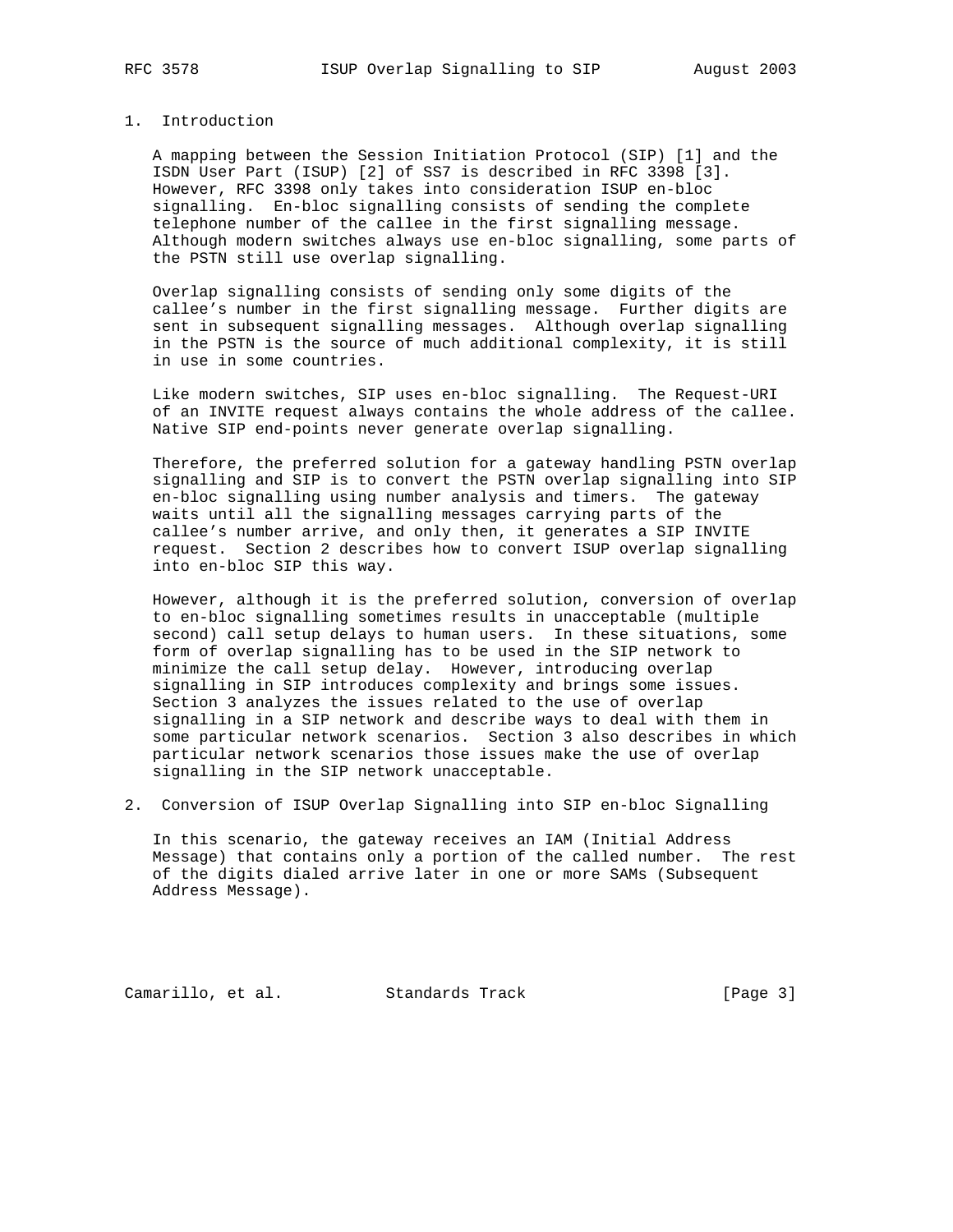## 1. Introduction

A mapping between the Session Initiation Protocol (SIP) [1] and the ISDN User Part (ISUP) [2] of SS7 is described in RFC 3398 [3]. However, RFC 3398 only takes into consideration ISUP en-bloc signalling. En-bloc signalling consists of sending the complete telephone number of the callee in the first signalling message. Although modern switches always use en-bloc signalling, some parts of the PSTN still use overlap signalling.

Overlap signalling consists of sending only some digits of the callee's number in the first signalling message. Further digits are sent in subsequent signalling messages. Although overlap signalling in the PSTN is the source of much additional complexity, it is still in use in some countries.

Like modern switches, SIP uses en-bloc signalling. The Request-URI of an INVITE request always contains the whole address of the callee. Native SIP end-points never generate overlap signalling.

Therefore, the preferred solution for a gateway handling PSTN overlap signalling and SIP is to convert the PSTN overlap signalling into SIP en-bloc signalling using number analysis and timers. The gateway waits until all the signalling messages carrying parts of the callee's number arrive, and only then, it generates a SIP INVITE request. Section 2 describes how to convert ISUP overlap signalling into en-bloc SIP this way.

However, although it is the preferred solution, conversion of overlap to en-bloc signalling sometimes results in unacceptable (multiple second) call setup delays to human users. In these situations, some form of overlap signalling has to be used in the SIP network to minimize the call setup delay. However, introducing overlap signalling in SIP introduces complexity and brings some issues. Section 3 analyzes the issues related to the use of overlap signalling in a SIP network and describe ways to deal with them in some particular network scenarios. Section 3 also describes in which particular network scenarios those issues make the use of overlap signalling in the SIP network unacceptable.

## 2. Conversion of ISUP Overlap Signalling into SIP en-bloc Signalling

In this scenario, the gateway receives an IAM (Initial Address Message) that contains only a portion of the called number. The rest of the digits dialed arrive later in one or more SAMs (Subsequent Address Message).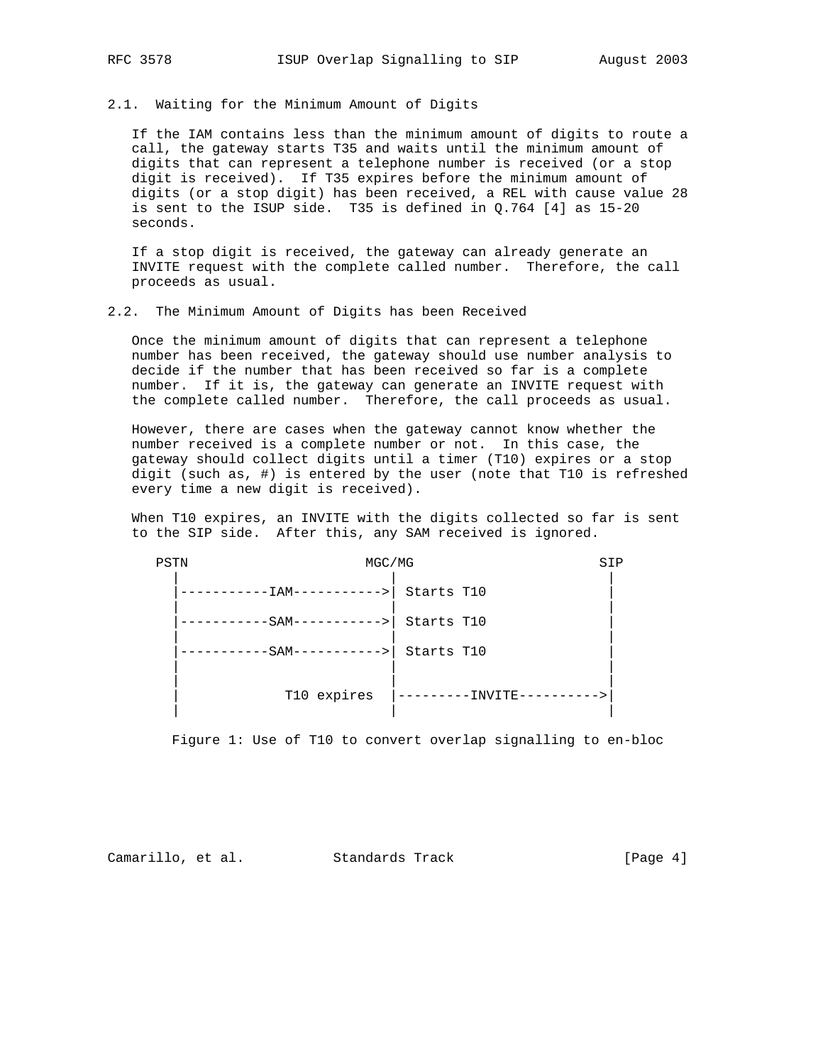### 2.1. Waiting for the Minimum Amount of Digits

If the IAM contains less than the minimum amount of digits to route a call, the gateway starts T35 and waits until the minimum amount of digits that can represent a telephone number is received (or a stop digit is received). If T35 expires before the minimum amount of digits (or a stop digit) has been received, a REL with cause value 28 is sent to the ISUP side. T35 is defined in Q.764 [4] as 15-20 seconds.

If a stop digit is received, the gateway can already generate an INVITE request with the complete called number. Therefore, the call proceeds as usual.

### 2.2. The Minimum Amount of Digits has been Received

Once the minimum amount of digits that can represent a telephone number has been received, the gateway should use number analysis to decide if the number that has been received so far is a complete number. If it is, the gateway can generate an INVITE request with the complete called number. Therefore, the call proceeds as usual.

However, there are cases when the gateway cannot know whether the number received is a complete number or not. In this case, the gateway should collect digits until a timer (T10) expires or a stop digit (such as, #) is entered by the user (note that T10 is refreshed every time a new digit is received).

When T10 expires, an INVITE with the digits collected so far is sent to the SIP side. After this, any SAM received is ignored.

```
PSTN                     MGC/MG                     SIP
  |                        |                          |
  |-----------IAM--------->| Starts T10               |
  |                        |                          |
  |-----------SAM--------->| Starts T10               |
  |                        |                          |
  |-----------SAM--------->| Starts T10               |
  |                        |                          |
  |                        |                          |
  |             T10 expires |---------INVITE--------->|
  |                        |                          |
```

Figure 1: Use of T10 to convert overlap signalling to en-bloc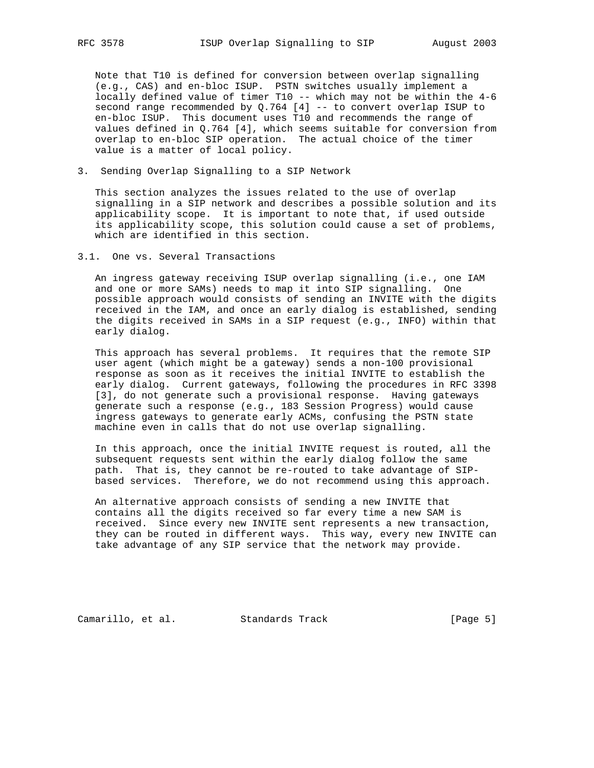Note that T10 is defined for conversion between overlap signalling (e.g., CAS) and en-bloc ISUP. PSTN switches usually implement a locally defined value of timer T10 -- which may not be within the 4-6 second range recommended by Q.764 [4] -- to convert overlap ISUP to en-bloc ISUP. This document uses T10 and recommends the range of values defined in Q.764 [4], which seems suitable for conversion from overlap to en-bloc SIP operation. The actual choice of the timer value is a matter of local policy.

## 3. Sending Overlap Signalling to a SIP Network

This section analyzes the issues related to the use of overlap signalling in a SIP network and describes a possible solution and its applicability scope. It is important to note that, if used outside its applicability scope, this solution could cause a set of problems, which are identified in this section.

### 3.1. One vs. Several Transactions

An ingress gateway receiving ISUP overlap signalling (i.e., one IAM and one or more SAMs) needs to map it into SIP signalling. One possible approach would consists of sending an INVITE with the digits received in the IAM, and once an early dialog is established, sending the digits received in SAMs in a SIP request (e.g., INFO) within that early dialog.

This approach has several problems. It requires that the remote SIP user agent (which might be a gateway) sends a non-100 provisional response as soon as it receives the initial INVITE to establish the early dialog. Current gateways, following the procedures in RFC 3398 [3], do not generate such a provisional response. Having gateways generate such a response (e.g., 183 Session Progress) would cause ingress gateways to generate early ACMs, confusing the PSTN state machine even in calls that do not use overlap signalling.

In this approach, once the initial INVITE request is routed, all the subsequent requests sent within the early dialog follow the same path. That is, they cannot be re-routed to take advantage of SIP-based services. Therefore, we do not recommend using this approach.

An alternative approach consists of sending a new INVITE that contains all the digits received so far every time a new SAM is received. Since every new INVITE sent represents a new transaction, they can be routed in different ways. This way, every new INVITE can take advantage of any SIP service that the network may provide.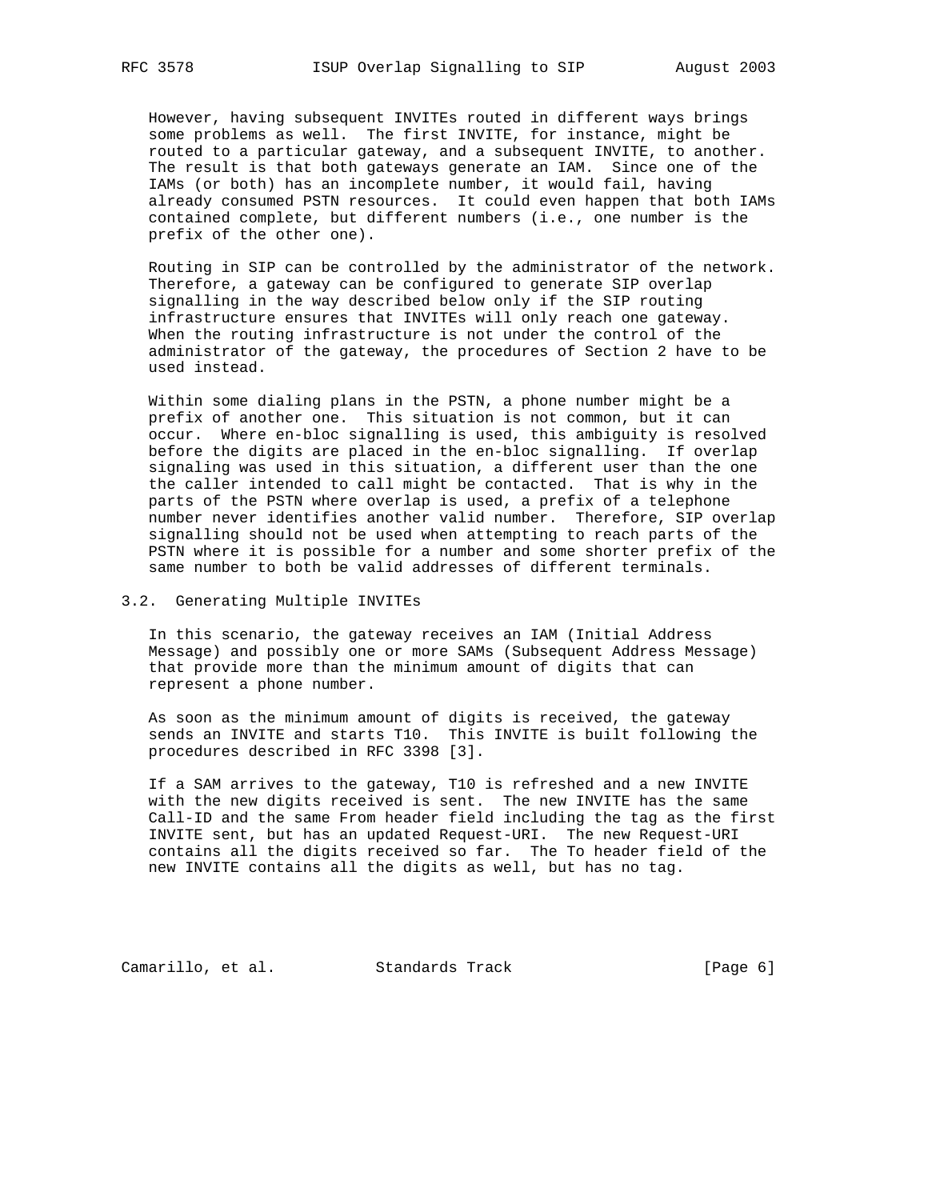However, having subsequent INVITEs routed in different ways brings some problems as well. The first INVITE, for instance, might be routed to a particular gateway, and a subsequent INVITE, to another. The result is that both gateways generate an IAM. Since one of the IAMs (or both) has an incomplete number, it would fail, having already consumed PSTN resources. It could even happen that both IAMs contained complete, but different numbers (i.e., one number is the prefix of the other one).

Routing in SIP can be controlled by the administrator of the network. Therefore, a gateway can be configured to generate SIP overlap signalling in the way described below only if the SIP routing infrastructure ensures that INVITEs will only reach one gateway. When the routing infrastructure is not under the control of the administrator of the gateway, the procedures of Section 2 have to be used instead.

Within some dialing plans in the PSTN, a phone number might be a prefix of another one. This situation is not common, but it can occur. Where en-bloc signalling is used, this ambiguity is resolved before the digits are placed in the en-bloc signalling. If overlap signaling was used in this situation, a different user than the one the caller intended to call might be contacted. That is why in the parts of the PSTN where overlap is used, a prefix of a telephone number never identifies another valid number. Therefore, SIP overlap signalling should not be used when attempting to reach parts of the PSTN where it is possible for a number and some shorter prefix of the same number to both be valid addresses of different terminals.

## 3.2. Generating Multiple INVITEs

In this scenario, the gateway receives an IAM (Initial Address Message) and possibly one or more SAMs (Subsequent Address Message) that provide more than the minimum amount of digits that can represent a phone number.

As soon as the minimum amount of digits is received, the gateway sends an INVITE and starts T10. This INVITE is built following the procedures described in RFC 3398 [3].

If a SAM arrives to the gateway, T10 is refreshed and a new INVITE with the new digits received is sent. The new INVITE has the same Call-ID and the same From header field including the tag as the first INVITE sent, but has an updated Request-URI. The new Request-URI contains all the digits received so far. The To header field of the new INVITE contains all the digits as well, but has no tag.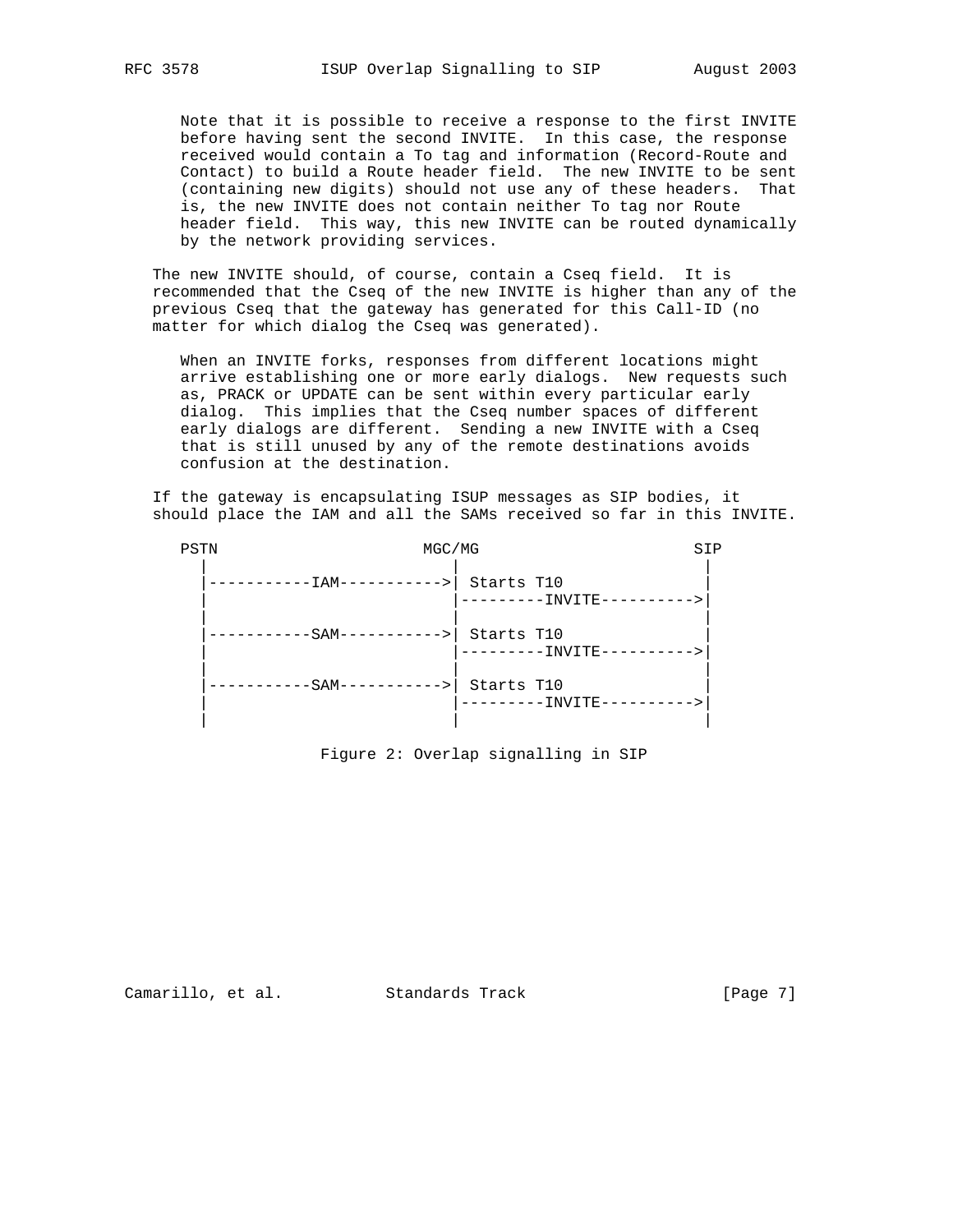Note that it is possible to receive a response to the first INVITE before having sent the second INVITE. In this case, the response received would contain a To tag and information (Record-Route and Contact) to build a Route header field. The new INVITE to be sent (containing new digits) should not use any of these headers. That is, the new INVITE does not contain neither To tag nor Route header field. This way, this new INVITE can be routed dynamically by the network providing services.

The new INVITE should, of course, contain a Cseq field. It is recommended that the Cseq of the new INVITE is higher than any of the previous Cseq that the gateway has generated for this Call-ID (no matter for which dialog the Cseq was generated).

When an INVITE forks, responses from different locations might arrive establishing one or more early dialogs. New requests such as, PRACK or UPDATE can be sent within every particular early dialog. This implies that the Cseq number spaces of different early dialogs are different. Sending a new INVITE with a Cseq that is still unused by any of the remote destinations avoids confusion at the destination.

If the gateway is encapsulating ISUP messages as SIP bodies, it should place the IAM and all the SAMs received so far in this INVITE.

```
PSTN                    MGC/MG                    SIP
  |                       |                        |
  |-----------IAM----------->| Starts T10            |
  |                       |---------INVITE---------->|
  |                       |                        |
  |-----------SAM----------->| Starts T10            |
  |                       |---------INVITE---------->|
  |                       |                        |
  |-----------SAM----------->| Starts T10            |
  |                       |---------INVITE---------->|
  |                       |                        |
```

Figure 2: Overlap signalling in SIP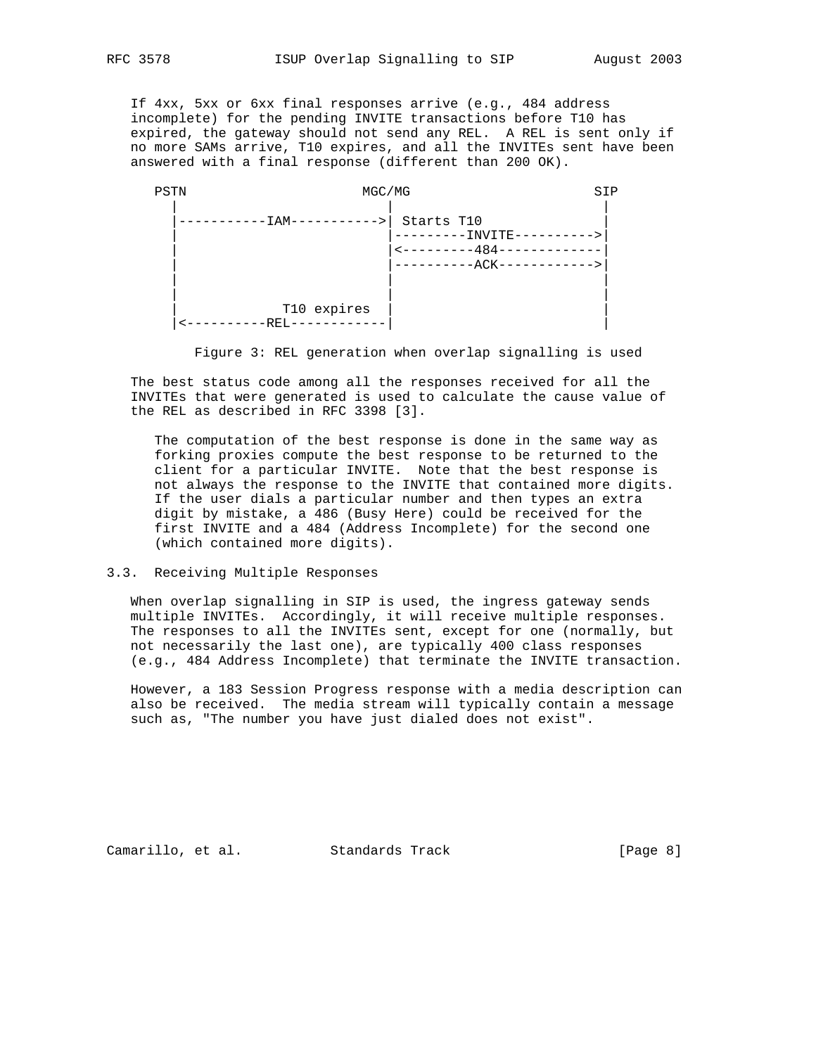If 4xx, 5xx or 6xx final responses arrive (e.g., 484 address incomplete) for the pending INVITE transactions before T10 has expired, the gateway should not send any REL. A REL is sent only if no more SAMs arrive, T10 expires, and all the INVITEs sent have been answered with a final response (different than 200 OK).

```
 PSTN                    MGC/MG                    SIP
   |                        |                        |
   |-----------IAM--------->| Starts T10             |
   |                        |---------INVITE-------->|
   |                        |<---------484-----------|
   |                        |----------ACK---------->|
   |                        |                        |
   |                        |                        |
   |            T10 expires |                        |
   |<----------REL----------|                        |
```

Figure 3: REL generation when overlap signalling is used

The best status code among all the responses received for all the INVITEs that were generated is used to calculate the cause value of the REL as described in RFC 3398 [3].

> The computation of the best response is done in the same way as forking proxies compute the best response to be returned to the client for a particular INVITE. Note that the best response is not always the response to the INVITE that contained more digits. If the user dials a particular number and then types an extra digit by mistake, a 486 (Busy Here) could be received for the first INVITE and a 484 (Address Incomplete) for the second one (which contained more digits).

### 3.3. Receiving Multiple Responses

When overlap signalling in SIP is used, the ingress gateway sends multiple INVITEs. Accordingly, it will receive multiple responses. The responses to all the INVITEs sent, except for one (normally, but not necessarily the last one), are typically 400 class responses (e.g., 484 Address Incomplete) that terminate the INVITE transaction.

However, a 183 Session Progress response with a media description can also be received. The media stream will typically contain a message such as, "The number you have just dialed does not exist".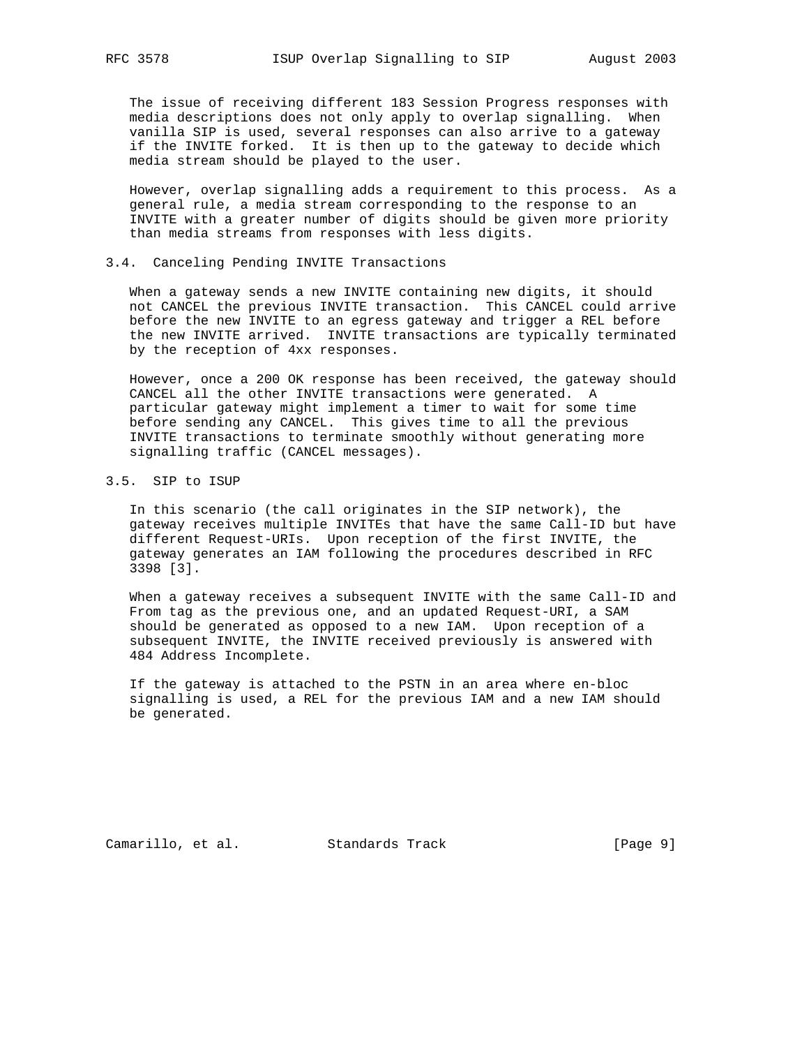The issue of receiving different 183 Session Progress responses with media descriptions does not only apply to overlap signalling. When vanilla SIP is used, several responses can also arrive to a gateway if the INVITE forked. It is then up to the gateway to decide which media stream should be played to the user.

However, overlap signalling adds a requirement to this process. As a general rule, a media stream corresponding to the response to an INVITE with a greater number of digits should be given more priority than media streams from responses with less digits.

### 3.4. Canceling Pending INVITE Transactions

When a gateway sends a new INVITE containing new digits, it should not CANCEL the previous INVITE transaction. This CANCEL could arrive before the new INVITE to an egress gateway and trigger a REL before the new INVITE arrived. INVITE transactions are typically terminated by the reception of 4xx responses.

However, once a 200 OK response has been received, the gateway should CANCEL all the other INVITE transactions were generated. A particular gateway might implement a timer to wait for some time before sending any CANCEL. This gives time to all the previous INVITE transactions to terminate smoothly without generating more signalling traffic (CANCEL messages).

### 3.5. SIP to ISUP

In this scenario (the call originates in the SIP network), the gateway receives multiple INVITEs that have the same Call-ID but have different Request-URIs. Upon reception of the first INVITE, the gateway generates an IAM following the procedures described in RFC 3398 [3].

When a gateway receives a subsequent INVITE with the same Call-ID and From tag as the previous one, and an updated Request-URI, a SAM should be generated as opposed to a new IAM. Upon reception of a subsequent INVITE, the INVITE received previously is answered with 484 Address Incomplete.

If the gateway is attached to the PSTN in an area where en-bloc signalling is used, a REL for the previous IAM and a new IAM should be generated.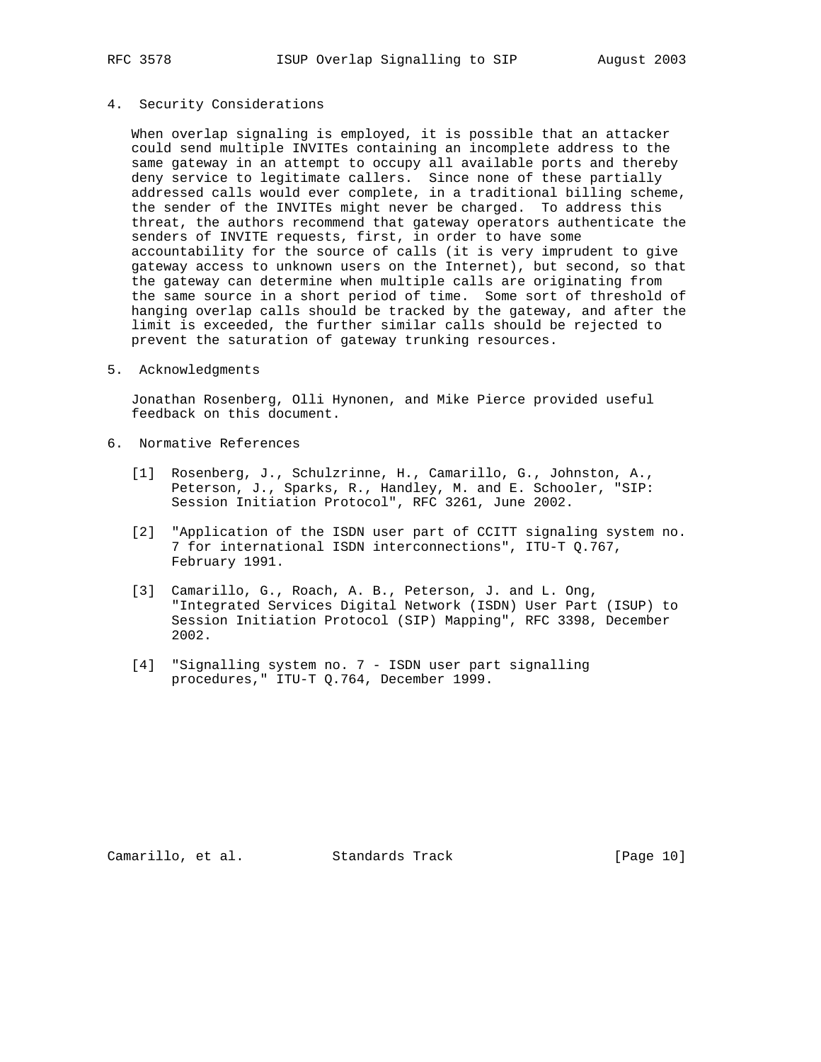## 4. Security Considerations

When overlap signaling is employed, it is possible that an attacker could send multiple INVITEs containing an incomplete address to the same gateway in an attempt to occupy all available ports and thereby deny service to legitimate callers. Since none of these partially addressed calls would ever complete, in a traditional billing scheme, the sender of the INVITEs might never be charged. To address this threat, the authors recommend that gateway operators authenticate the senders of INVITE requests, first, in order to have some accountability for the source of calls (it is very imprudent to give gateway access to unknown users on the Internet), but second, so that the gateway can determine when multiple calls are originating from the same source in a short period of time. Some sort of threshold of hanging overlap calls should be tracked by the gateway, and after the limit is exceeded, the further similar calls should be rejected to prevent the saturation of gateway trunking resources.

## 5. Acknowledgments

Jonathan Rosenberg, Olli Hynonen, and Mike Pierce provided useful feedback on this document.

## 6. Normative References

[1] Rosenberg, J., Schulzrinne, H., Camarillo, G., Johnston, A., Peterson, J., Sparks, R., Handley, M. and E. Schooler, "SIP: Session Initiation Protocol", RFC 3261, June 2002.

[2] "Application of the ISDN user part of CCITT signaling system no. 7 for international ISDN interconnections", ITU-T Q.767, February 1991.

[3] Camarillo, G., Roach, A. B., Peterson, J. and L. Ong, "Integrated Services Digital Network (ISDN) User Part (ISUP) to Session Initiation Protocol (SIP) Mapping", RFC 3398, December 2002.

[4] "Signalling system no. 7 - ISDN user part signalling procedures," ITU-T Q.764, December 1999.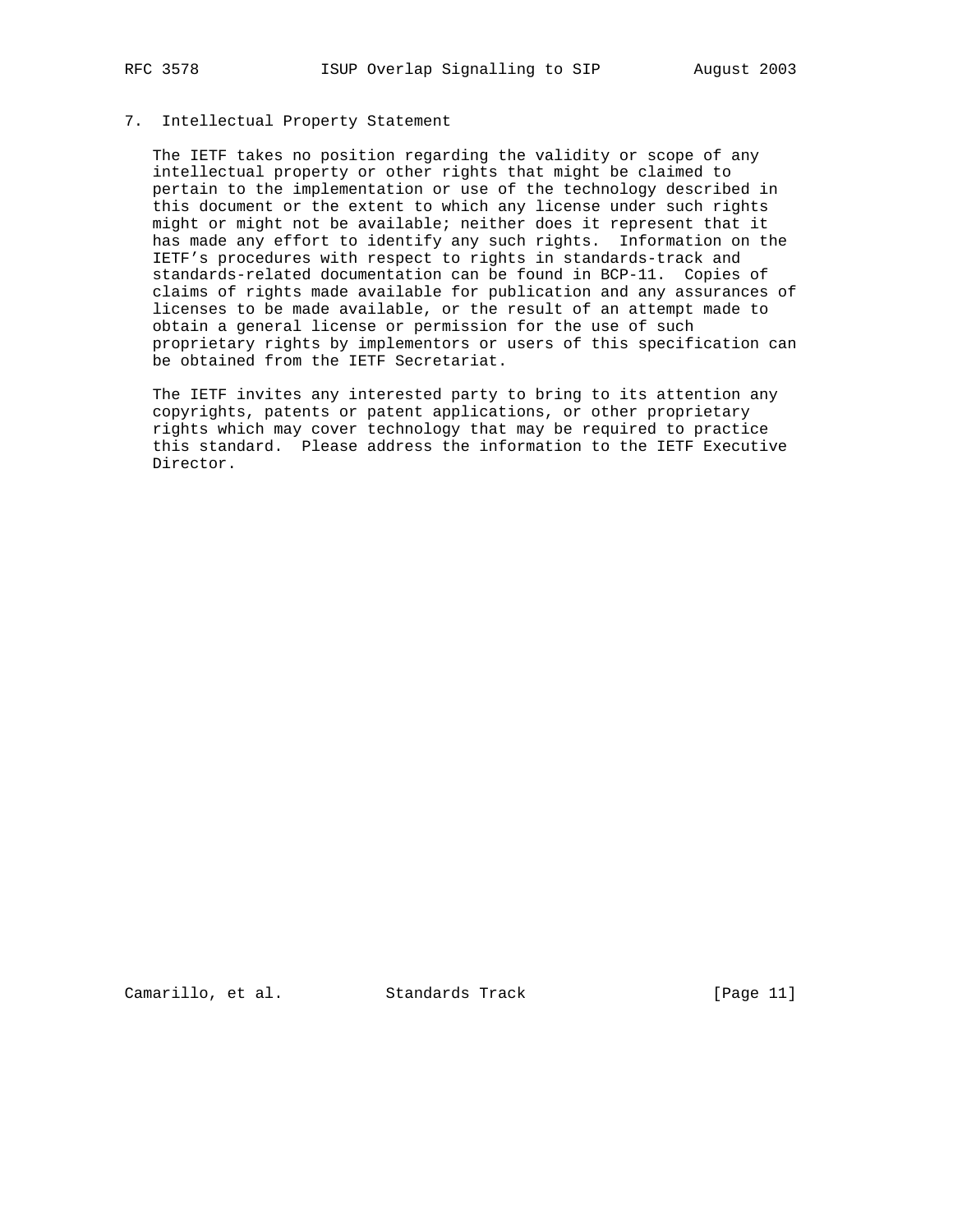## 7. Intellectual Property Statement

The IETF takes no position regarding the validity or scope of any intellectual property or other rights that might be claimed to pertain to the implementation or use of the technology described in this document or the extent to which any license under such rights might or might not be available; neither does it represent that it has made any effort to identify any such rights. Information on the IETF's procedures with respect to rights in standards-track and standards-related documentation can be found in BCP-11. Copies of claims of rights made available for publication and any assurances of licenses to be made available, or the result of an attempt made to obtain a general license or permission for the use of such proprietary rights by implementors or users of this specification can be obtained from the IETF Secretariat.

The IETF invites any interested party to bring to its attention any copyrights, patents or patent applications, or other proprietary rights which may cover technology that may be required to practice this standard. Please address the information to the IETF Executive Director.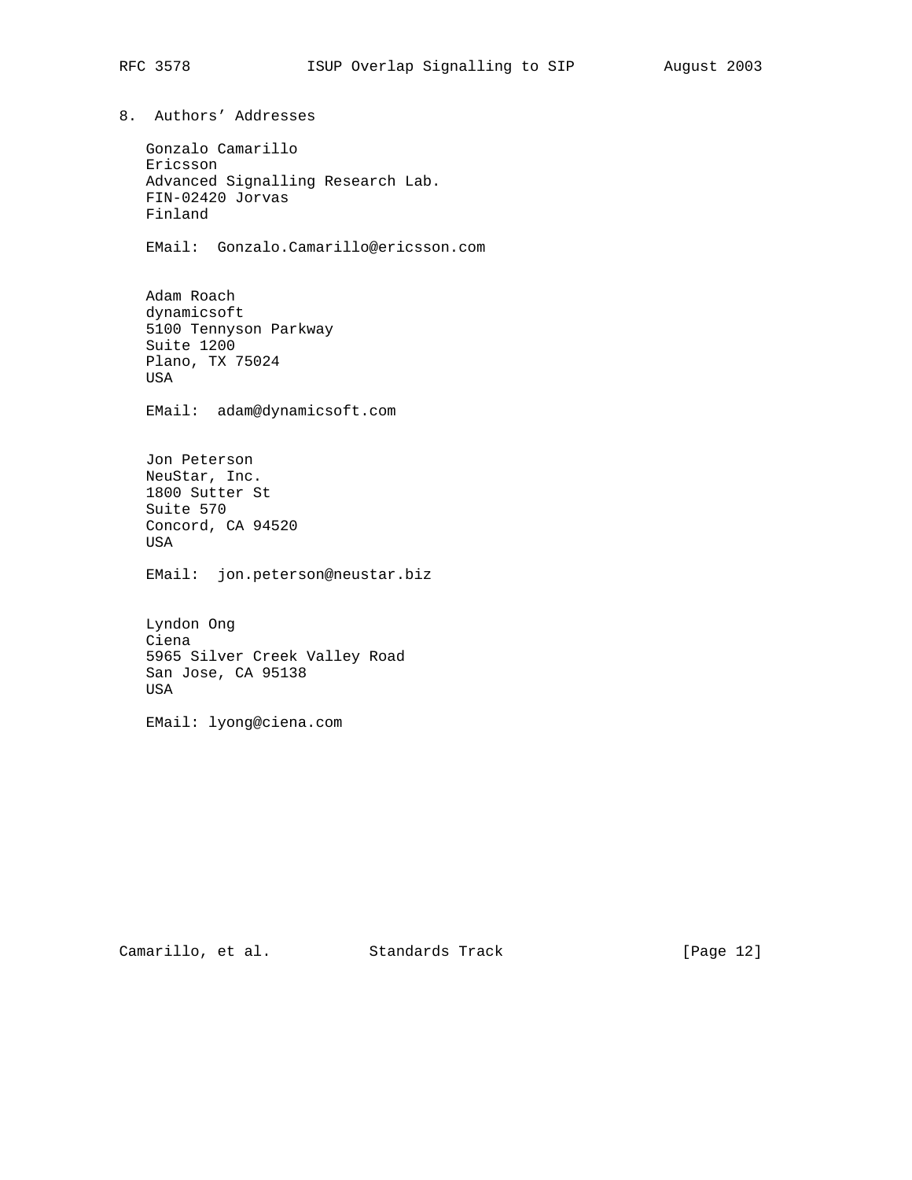## 8. Authors' Addresses

Gonzalo Camarillo
Ericsson
Advanced Signalling Research Lab.
FIN-02420 Jorvas
Finland

EMail: Gonzalo.Camarillo@ericsson.com

Adam Roach
dynamicsoft
5100 Tennyson Parkway
Suite 1200
Plano, TX 75024
USA

EMail: adam@dynamicsoft.com

Jon Peterson
NeuStar, Inc.
1800 Sutter St
Suite 570
Concord, CA 94520
USA

EMail: jon.peterson@neustar.biz

Lyndon Ong
Ciena
5965 Silver Creek Valley Road
San Jose, CA 95138
USA

EMail: lyong@ciena.com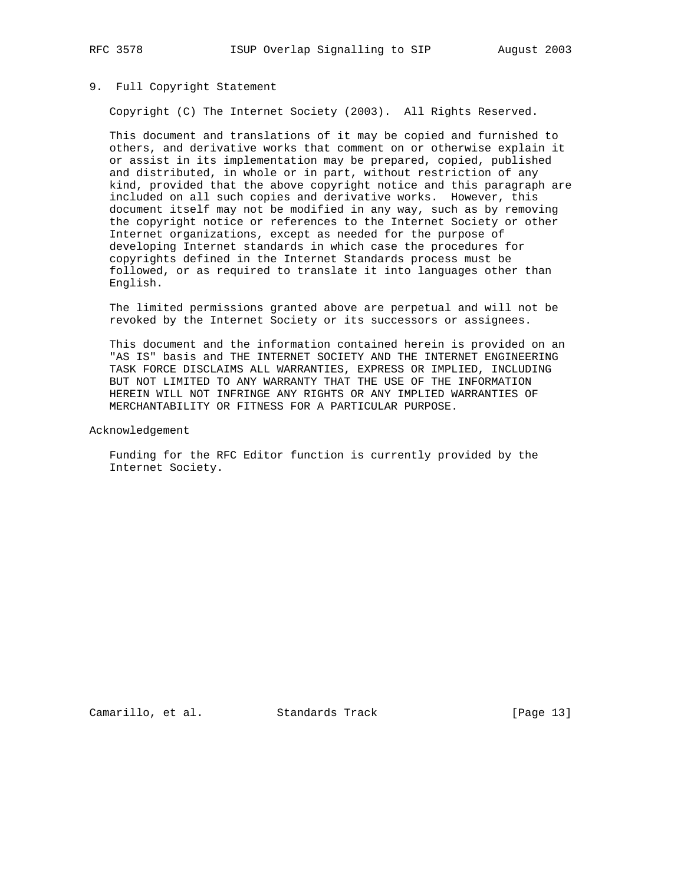## 9. Full Copyright Statement

Copyright (C) The Internet Society (2003). All Rights Reserved.

This document and translations of it may be copied and furnished to others, and derivative works that comment on or otherwise explain it or assist in its implementation may be prepared, copied, published and distributed, in whole or in part, without restriction of any kind, provided that the above copyright notice and this paragraph are included on all such copies and derivative works. However, this document itself may not be modified in any way, such as by removing the copyright notice or references to the Internet Society or other Internet organizations, except as needed for the purpose of developing Internet standards in which case the procedures for copyrights defined in the Internet Standards process must be followed, or as required to translate it into languages other than English.

The limited permissions granted above are perpetual and will not be revoked by the Internet Society or its successors or assignees.

This document and the information contained herein is provided on an "AS IS" basis and THE INTERNET SOCIETY AND THE INTERNET ENGINEERING TASK FORCE DISCLAIMS ALL WARRANTIES, EXPRESS OR IMPLIED, INCLUDING BUT NOT LIMITED TO ANY WARRANTY THAT THE USE OF THE INFORMATION HEREIN WILL NOT INFRINGE ANY RIGHTS OR ANY IMPLIED WARRANTIES OF MERCHANTABILITY OR FITNESS FOR A PARTICULAR PURPOSE.

## Acknowledgement

Funding for the RFC Editor function is currently provided by the Internet Society.